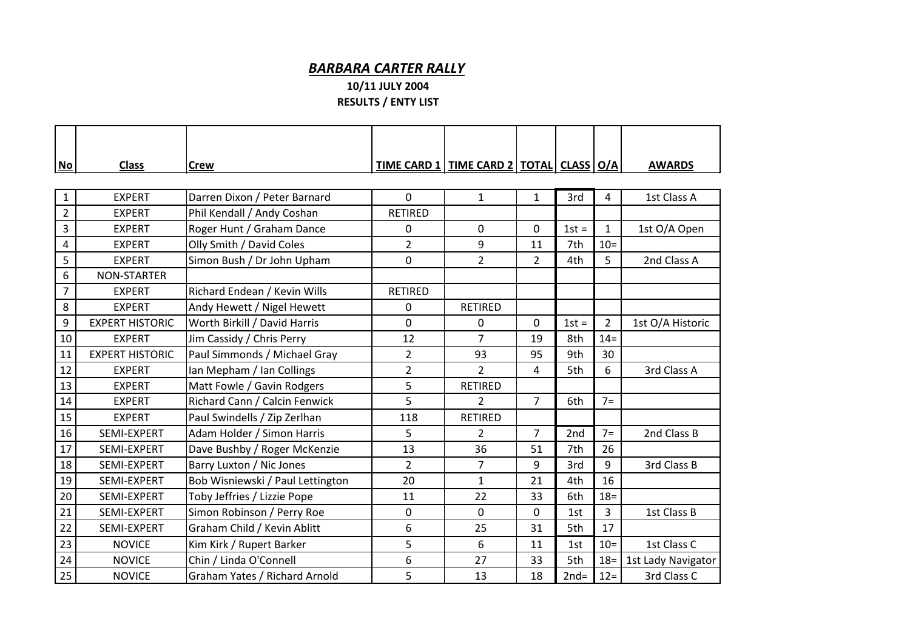# *BARBARA CARTER RALLY*

**10/11 JULY 2004**

**RESULTS / ENTY LIST**

| No | Class | Crew | TIME CARD 1 | TIME CARD 2 | TOTAL | CLASS | O/A | AWARDS |
|---|---|---|---|---|---|---|---|---|
| 1 | EXPERT | Darren Dixon / Peter Barnard | 0 | 1 | 1 | 3rd | 4 | 1st Class A |
| 2 | EXPERT | Phil Kendall / Andy Coshan | RETIRED | | | | | |
| 3 | EXPERT | Roger Hunt / Graham Dance | 0 | 0 | 0 | 1st = | 1 | 1st O/A Open |
| 4 | EXPERT | Olly Smith / David Coles | 2 | 9 | 11 | 7th | 10= | |
| 5 | EXPERT | Simon Bush / Dr John Upham | 0 | 2 | 2 | 4th | 5 | 2nd Class A |
| 6 | NON-STARTER | | | | | | | |
| 7 | EXPERT | Richard Endean / Kevin Wills | RETIRED | | | | | |
| 8 | EXPERT | Andy Hewett / Nigel Hewett | 0 | RETIRED | | | | |
| 9 | EXPERT HISTORIC | Worth Birkill / David Harris | 0 | 0 | 0 | 1st = | 2 | 1st O/A Historic |
| 10 | EXPERT | Jim Cassidy / Chris Perry | 12 | 7 | 19 | 8th | 14= | |
| 11 | EXPERT HISTORIC | Paul Simmonds / Michael Gray | 2 | 93 | 95 | 9th | 30 | |
| 12 | EXPERT | Ian Mepham / Ian Collings | 2 | 2 | 4 | 5th | 6 | 3rd Class A |
| 13 | EXPERT | Matt Fowle / Gavin Rodgers | 5 | RETIRED | | | | |
| 14 | EXPERT | Richard Cann / Calcin Fenwick | 5 | 2 | 7 | 6th | 7= | |
| 15 | EXPERT | Paul Swindells / Zip Zerlhan | 118 | RETIRED | | | | |
| 16 | SEMI-EXPERT | Adam Holder / Simon Harris | 5 | 2 | 7 | 2nd | 7= | 2nd Class B |
| 17 | SEMI-EXPERT | Dave Bushby / Roger McKenzie | 13 | 36 | 51 | 7th | 26 | |
| 18 | SEMI-EXPERT | Barry Luxton / Nic Jones | 2 | 7 | 9 | 3rd | 9 | 3rd Class B |
| 19 | SEMI-EXPERT | Bob Wisniewski / Paul Lettington | 20 | 1 | 21 | 4th | 16 | |
| 20 | SEMI-EXPERT | Toby Jeffries / Lizzie Pope | 11 | 22 | 33 | 6th | 18= | |
| 21 | SEMI-EXPERT | Simon Robinson / Perry Roe | 0 | 0 | 0 | 1st | 3 | 1st Class B |
| 22 | SEMI-EXPERT | Graham Child / Kevin Ablitt | 6 | 25 | 31 | 5th | 17 | |
| 23 | NOVICE | Kim Kirk / Rupert Barker | 5 | 6 | 11 | 1st | 10= | 1st Class C |
| 24 | NOVICE | Chin / Linda O'Connell | 6 | 27 | 33 | 5th | 18= | 1st Lady Navigator |
| 25 | NOVICE | Graham Yates / Richard Arnold | 5 | 13 | 18 | 2nd= | 12= | 3rd Class C |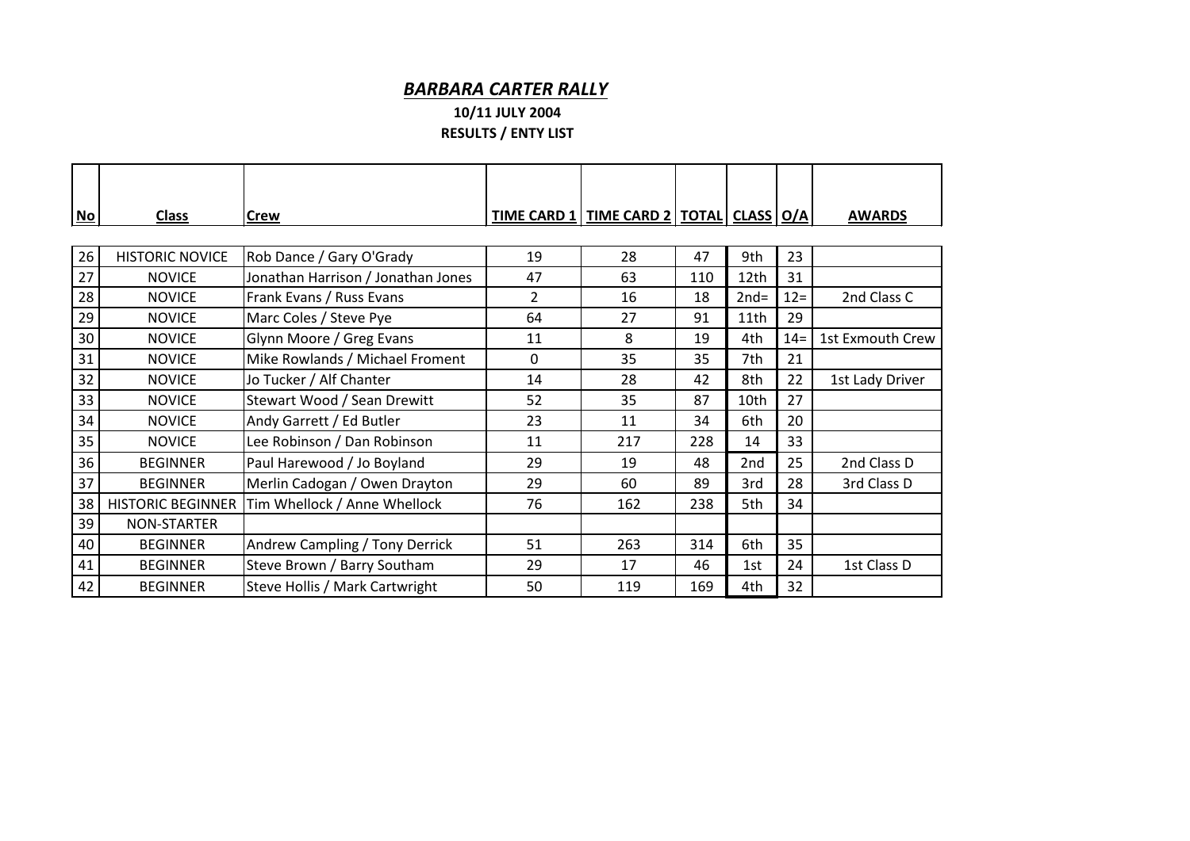***BARBARA CARTER RALLY***

**10/11 JULY 2004**

**RESULTS / ENTY LIST**

| No | Class | Crew | TIME CARD 1 | TIME CARD 2 | TOTAL | CLASS | O/A | AWARDS |
|---|---|---|---|---|---|---|---|---|
| 26 | HISTORIC NOVICE | Rob Dance / Gary O'Grady | 19 | 28 | 47 | 9th | 23 | |
| 27 | NOVICE | Jonathan Harrison / Jonathan Jones | 47 | 63 | 110 | 12th | 31 | |
| 28 | NOVICE | Frank Evans / Russ Evans | 2 | 16 | 18 | 2nd= | 12= | 2nd Class C |
| 29 | NOVICE | Marc Coles / Steve Pye | 64 | 27 | 91 | 11th | 29 | |
| 30 | NOVICE | Glynn Moore / Greg Evans | 11 | 8 | 19 | 4th | 14= | 1st Exmouth Crew |
| 31 | NOVICE | Mike Rowlands / Michael Froment | 0 | 35 | 35 | 7th | 21 | |
| 32 | NOVICE | Jo Tucker / Alf Chanter | 14 | 28 | 42 | 8th | 22 | 1st Lady Driver |
| 33 | NOVICE | Stewart Wood / Sean Drewitt | 52 | 35 | 87 | 10th | 27 | |
| 34 | NOVICE | Andy Garrett / Ed Butler | 23 | 11 | 34 | 6th | 20 | |
| 35 | NOVICE | Lee Robinson / Dan Robinson | 11 | 217 | 228 | 14 | 33 | |
| 36 | BEGINNER | Paul Harewood / Jo Boyland | 29 | 19 | 48 | 2nd | 25 | 2nd Class D |
| 37 | BEGINNER | Merlin Cadogan / Owen Drayton | 29 | 60 | 89 | 3rd | 28 | 3rd Class D |
| 38 | HISTORIC BEGINNER | Tim Whellock / Anne Whellock | 76 | 162 | 238 | 5th | 34 | |
| 39 | NON-STARTER | | | | | | | |
| 40 | BEGINNER | Andrew Campling / Tony Derrick | 51 | 263 | 314 | 6th | 35 | |
| 41 | BEGINNER | Steve Brown / Barry Southam | 29 | 17 | 46 | 1st | 24 | 1st Class D |
| 42 | BEGINNER | Steve Hollis / Mark Cartwright | 50 | 119 | 169 | 4th | 32 | |